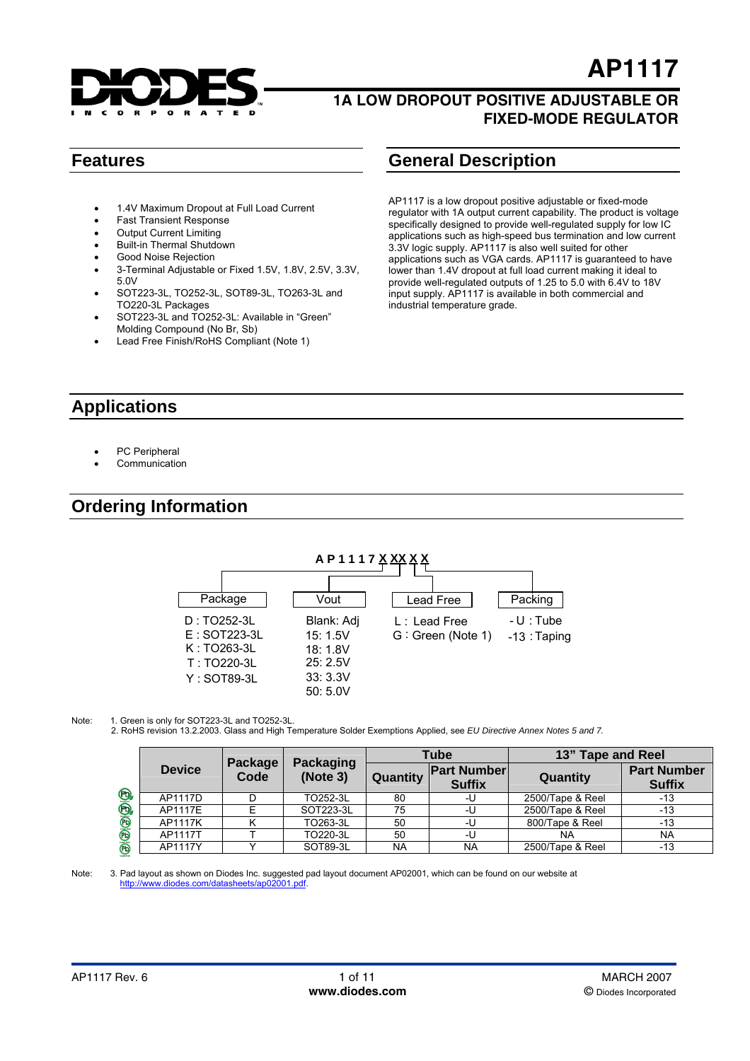# AP1117

## 1A LOW DROPOUT POSITIVE ADJUSTABLE OR FIXED-MODE REGULATOR

## Features

- 1.4V Maximum Dropout at Full Load Current
- Fast Transient Response
- Output Current Limiting
- Built-in Thermal Shutdown
- Good Noise Rejection
- 3-Terminal Adjustable or Fixed 1.5V, 1.8V, 2.5V, 3.3V, 5.0V
- SOT223-3L, TO252-3L, SOT89-3L, TO263-3L and TO220-3L Packages
- SOT223-3L and TO252-3L: Available in “Green” Molding Compound (No Br, Sb)
- Lead Free Finish/RoHS Compliant (Note 1)

## General Description

AP1117 is a low dropout positive adjustable or fixed-mode regulator with 1A output current capability. The product is voltage specifically designed to provide well-regulated supply for low IC applications such as high-speed bus termination and low current 3.3V logic supply. AP1117 is also well suited for other applications such as VGA cards. AP1117 is guaranteed to have lower than 1.4V dropout at full load current making it ideal to provide well-regulated outputs of 1.25 to 5.0 with 6.4V to 18V input supply. AP1117 is available in both commercial and industrial temperature grade.

## Applications

- PC Peripheral
- Communication

## Ordering Information

**A P 1 1 1 7 X XX X X**

| Package | Vout | Lead Free | Packing |
|---|---|---|---|
| D : TO252-3L | Blank: Adj | L : Lead Free | -U : Tube |
| E : SOT223-3L | 15: 1.5V | G : Green (Note 1) | -13 : Taping |
| K : TO263-3L | 18: 1.8V | | |
| T : TO220-3L | 25: 2.5V | | |
| Y : SOT89-3L | 33: 3.3V | | |
| | 50: 5.0V | | |

Note: 1. Green is only for SOT223-3L and TO252-3L.
2. RoHS revision 13.2.2003. Glass and High Temperature Solder Exemptions Applied, see *EU Directive Annex Notes 5 and 7.*

| Device | Package Code | Packaging (Note 3) | Tube | | 13” Tape and Reel | |
|---|---|---|---|---|---|---|
| | | | Quantity | Part Number Suffix | Quantity | Part Number Suffix |
| AP1117D | D | TO252-3L | 80 | -U | 2500/Tape & Reel | -13 |
| AP1117E | E | SOT223-3L | 75 | -U | 2500/Tape & Reel | -13 |
| AP1117K | K | TO263-3L | 50 | -U | 800/Tape & Reel | -13 |
| AP1117T | T | TO220-3L | 50 | -U | NA | NA |
| AP1117Y | Y | SOT89-3L | NA | NA | 2500/Tape & Reel | -13 |

Note: 3. Pad layout as shown on Diodes Inc. suggested pad layout document AP02001, which can be found on our website at http://www.diodes.com/datasheets/ap02001.pdf.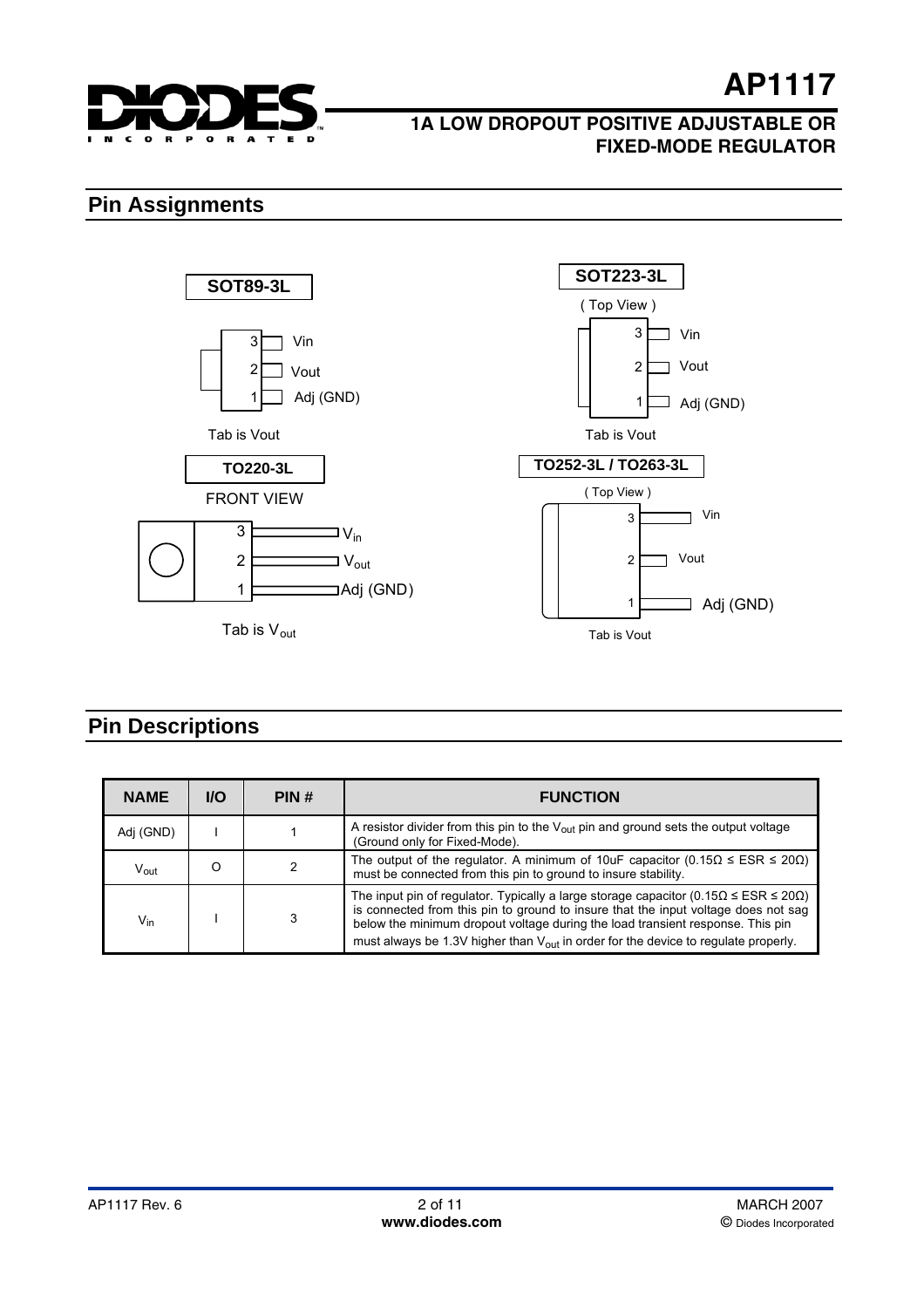## Pin Assignments

**SOT89-3L**

3 Vin
2 Vout
1 Adj (GND)

Tab is Vout

**SOT223-3L**

( Top View )

3 Vin
2 Vout
1 Adj (GND)

Tab is Vout

**TO220-3L**

FRONT VIEW

3 $V_{in}$
2 $V_{out}$
1 Adj (GND)

Tab is $V_{out}$

**TO252-3L / TO263-3L**

( Top View )

3 Vin
2 Vout
1 Adj (GND)

Tab is Vout

## Pin Descriptions

| NAME | I/O | PIN # | FUNCTION |
|---|---|---|---|
| Adj (GND) | I | 1 | A resistor divider from this pin to the $V_{out}$ pin and ground sets the output voltage (Ground only for Fixed-Mode). |
| $V_{out}$ | O | 2 | The output of the regulator. A minimum of 10uF capacitor (0.15Ω ≤ ESR ≤ 20Ω) must be connected from this pin to ground to insure stability. |
| $V_{in}$ | I | 3 | The input pin of regulator. Typically a large storage capacitor (0.15Ω ≤ ESR ≤ 20Ω) is connected from this pin to ground to insure that the input voltage does not sag below the minimum dropout voltage during the load transient response. This pin must always be 1.3V higher than $V_{out}$ in order for the device to regulate properly. |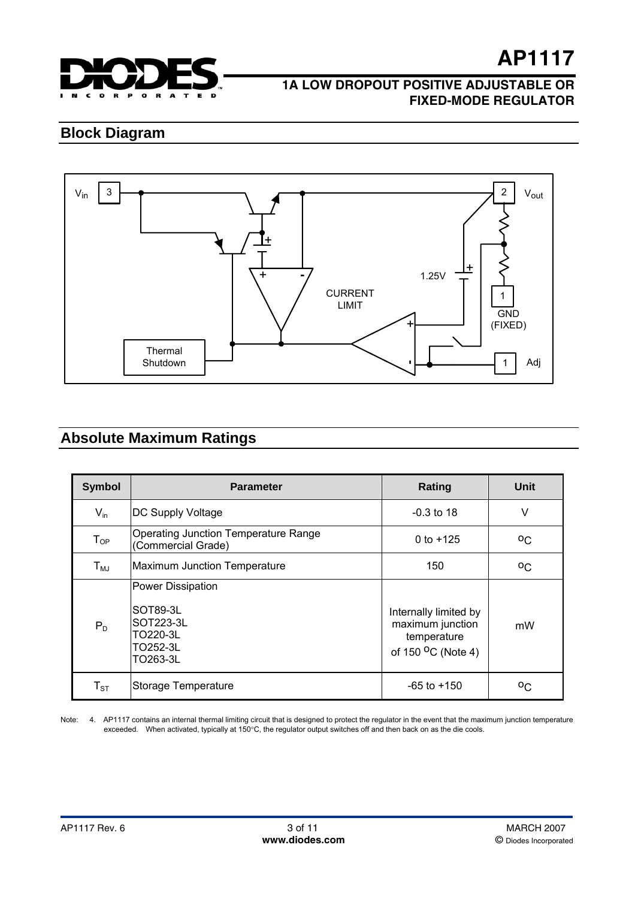## Block Diagram

Vin 3

2 Vout

1.25V

CURRENT LIMIT

1 GND (FIXED)

Thermal Shutdown

1 Adj

## Absolute Maximum Ratings

| Symbol | Parameter | Rating | Unit |
|---|---|---|---|
| $V_{in}$ | DC Supply Voltage | -0.3 to 18 | V |
| $T_{OP}$ | Operating Junction Temperature Range (Commercial Grade) | 0 to +125 | $^oC$ |
| $T_{MJ}$ | Maximum Junction Temperature | 150 | $^oC$ |
| $P_D$ | Power Dissipation<br>SOT89-3L<br>SOT223-3L<br>TO220-3L<br>TO252-3L<br>TO263-3L | Internally limited by maximum junction temperature of 150 $^oC$ (Note 4) | mW |
| $T_{ST}$ | Storage Temperature | -65 to +150 | $^oC$ |

Note: 4. AP1117 contains an internal thermal limiting circuit that is designed to protect the regulator in the event that the maximum junction temperature exceeded. When activated, typically at 150°C, the regulator output switches off and then back on as the die cools.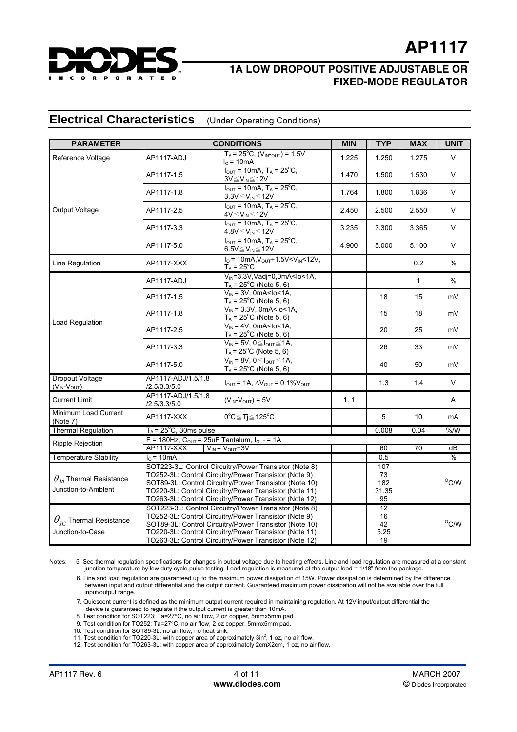## Electrical Characteristics (Under Operating Conditions)

| PARAMETER | CONDITIONS | | MIN | TYP | MAX | UNIT |
|---|---|---|---|---|---|---|
| Reference Voltage | AP1117-ADJ | $T_A = 25°C$, $(V_{IN}-V_{OUT}) = 1.5V$ $I_O = 10mA$ | 1.225 | 1.250 | 1.275 | V |
| Output Voltage | AP1117-1.5 | $I_{OUT} = 10mA$, $T_A = 25°C$, $3V \leq V_{IN} \leq 12V$ | 1.470 | 1.500 | 1.530 | V |
| | AP1117-1.8 | $I_{OUT} = 10mA$, $T_A = 25°C$, $3.3V \leq V_{IN} \leq 12V$ | 1.764 | 1.800 | 1.836 | V |
| | AP1117-2.5 | $I_{OUT} = 10mA$, $T_A = 25°C$, $4V \leq V_{IN} \leq 12V$ | 2.450 | 2.500 | 2.550 | V |
| | AP1117-3.3 | $I_{OUT} = 10mA$, $T_A = 25°C$, $4.8V \leq V_{IN} \leq 12V$ | 3.235 | 3.300 | 3.365 | V |
| | AP1117-5.0 | $I_{OUT} = 10mA$, $T_A = 25°C$, $6.5V \leq V_{IN} \leq 12V$ | 4.900 | 5.000 | 5.100 | V |
| Line Regulation | AP1117-XXX | $I_O = 10mA$, $V_{OUT}+1.5V<V_{IN}<12V$, $T_A = 25°C$ | | | 0.2 | % |
| Load Regulation | AP1117-ADJ | $V_{IN}=3.3V$, Vadj=0,0mA<Io<1A, $T_A = 25°C$ (Note 5, 6) | | | 1 | % |
| | AP1117-1.5 | $V_{IN} = 3V$, 0mA<Io<1A, $T_A = 25°C$ (Note 5, 6) | | 18 | 15 | mV |
| | AP1117-1.8 | $V_{IN} = 3.3V$, 0mA<Io<1A, $T_A = 25°C$ (Note 5, 6) | | 15 | 18 | mV |
| | AP1117-2.5 | $V_{IN} = 4V$, 0mA<Io<1A, $T_A = 25°C$ (Note 5, 6) | | 20 | 25 | mV |
| | AP1117-3.3 | $V_{IN} = 5V$, $0 \leq I_{OUT} \leq 1A$, $T_A = 25°C$ (Note 5, 6) | | 26 | 33 | mV |
| | AP1117-5.0 | $V_{IN} = 8V$, $0 \leq I_{OUT} \leq 1A$, $T_A = 25°C$ (Note 5, 6) | | 40 | 50 | mV |
| Dropout Voltage ($V_{IN}-V_{OUT}$) | AP1117-ADJ/1.5/1.8 /2.5/3.3/5.0 | $I_{OUT} = 1A$, $\Delta V_{OUT} = 0.1\%V_{OUT}$ | | 1.3 | 1.4 | V |
| Current Limit | AP1117-ADJ/1.5/1.8 /2.5/3.3/5.0 | $(V_{IN}-V_{OUT}) = 5V$ | 1. 1 | | | A |
| Minimum Load Current (Note 7) | AP1117-XXX | $0°C \leq Tj \leq 125°C$ | | 5 | 10 | mA |
| Thermal Regulation | $T_A = 25°C$, 30ms pulse | | | 0.008 | 0.04 | %/W |
| Ripple Rejection | F = 180Hz, $C_{OUT} = 25uF$ Tantalum, $I_{OUT} = 1A$ | | | | | |
| | AP1117-XXX | $V_{IN} = V_{OUT}+3V$ | | 60 | 70 | dB |
| Temperature Stability | $I_O = 10mA$ | | | 0.5 | | % |
| $\theta_{JA}$ Thermal Resistance Junction-to-Ambient | SOT223-3L: Control Circuitry/Power Transistor (Note 8)<br>TO252-3L: Control Circuitry/Power Transistor (Note 9)<br>SOT89-3L: Control Circuitry/Power Transistor (Note 10)<br>TO220-3L: Control Circuitry/Power Transistor (Note 11)<br>TO263-3L: Control Circuitry/Power Transistor (Note 12) | | | 107<br>73<br>182<br>31.35<br>95 | | °C/W |
| $\theta_{JC}$ Thermal Resistance Junction-to-Case | SOT223-3L: Control Circuitry/Power Transistor (Note 8)<br>TO252-3L: Control Circuitry/Power Transistor (Note 9)<br>SOT89-3L: Control Circuitry/Power Transistor (Note 10)<br>TO220-3L: Control Circuitry/Power Transistor (Note 11)<br>TO263-3L: Control Circuitry/Power Transistor (Note 12) | | | 12<br>16<br>42<br>5.25<br>19 | | °C/W |

Notes:

5. See thermal regulation specifications for changes in output voltage due to heating effects. Line and load regulation are measured at a constant junction temperature by low duty cycle pulse testing. Load regulation is measured at the output lead = 1/18" from the package.
6. Line and load regulation are guaranteed up to the maximum power dissipation of 15W. Power dissipation is determined by the difference between input and output differential and the output current. Guaranteed maximum power dissipation will not be available over the full input/output range.
7. Quiescent current is defined as the minimum output current required in maintaining regulation. At 12V input/output differential the device is guaranteed to regulate if the output current is greater than 10mA.
8. Test condition for SOT223: Ta=27°C, no air flow, 2 oz copper, 5mmx5mm pad.
9. Test condition for TO252: Ta=27°C, no air flow, 2 oz copper, 5mmx5mm pad.
10. Test condition for SOT89-3L: no air flow, no heat sink.
11. Test condition for TO220-3L: with copper area of approximately $3in^2$, 1 oz, no air flow.
12. Test condition for TO263-3L: with copper area of approximately 2cmX2cm, 1 oz, no air flow.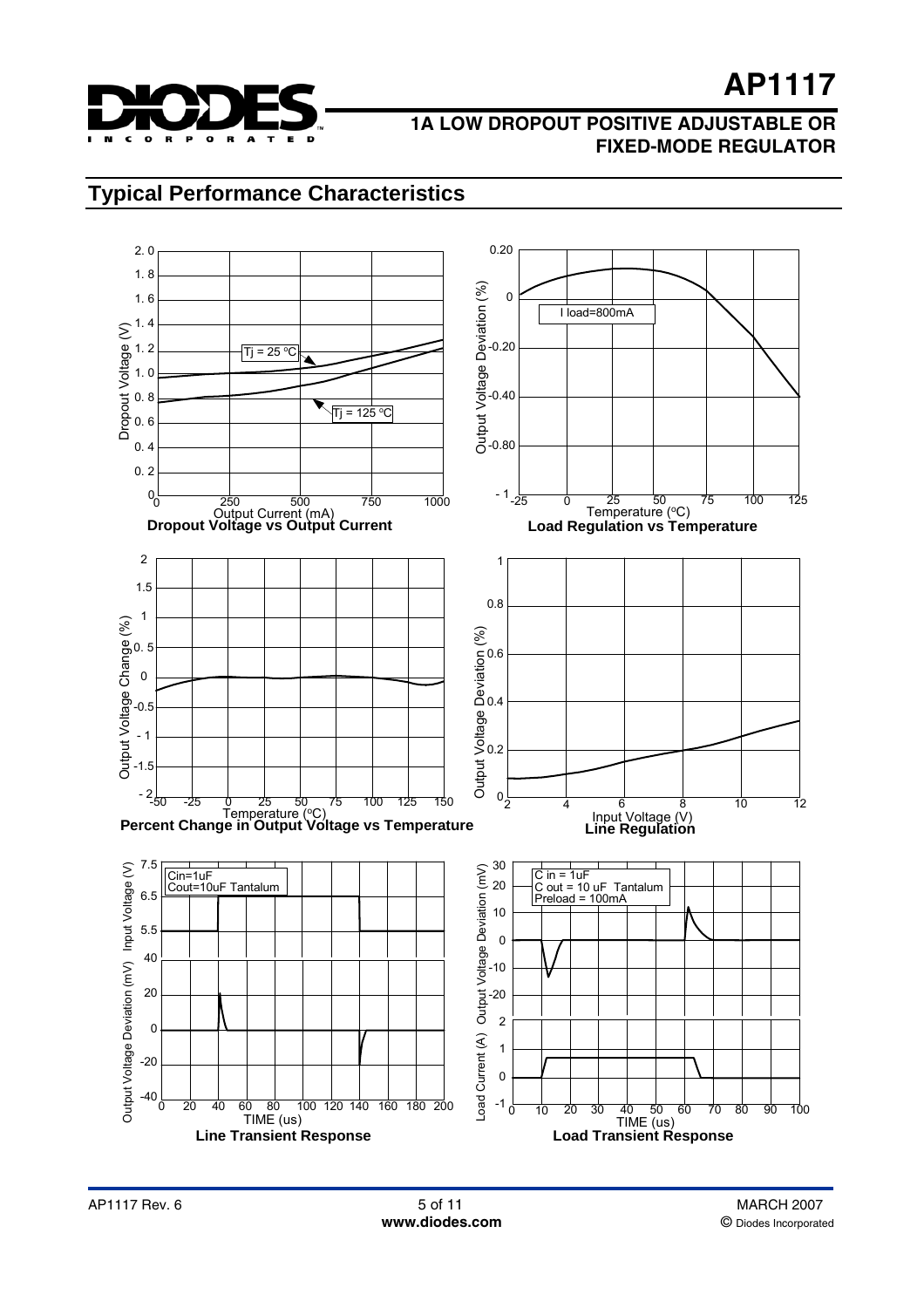## Typical Performance Characteristics

**Dropout Voltage vs Output Current**

**Load Regulation vs Temperature**

**Percent Change in Output Voltage vs Temperature**

**Line Regulation**

**Line Transient Response**

**Load Transient Response**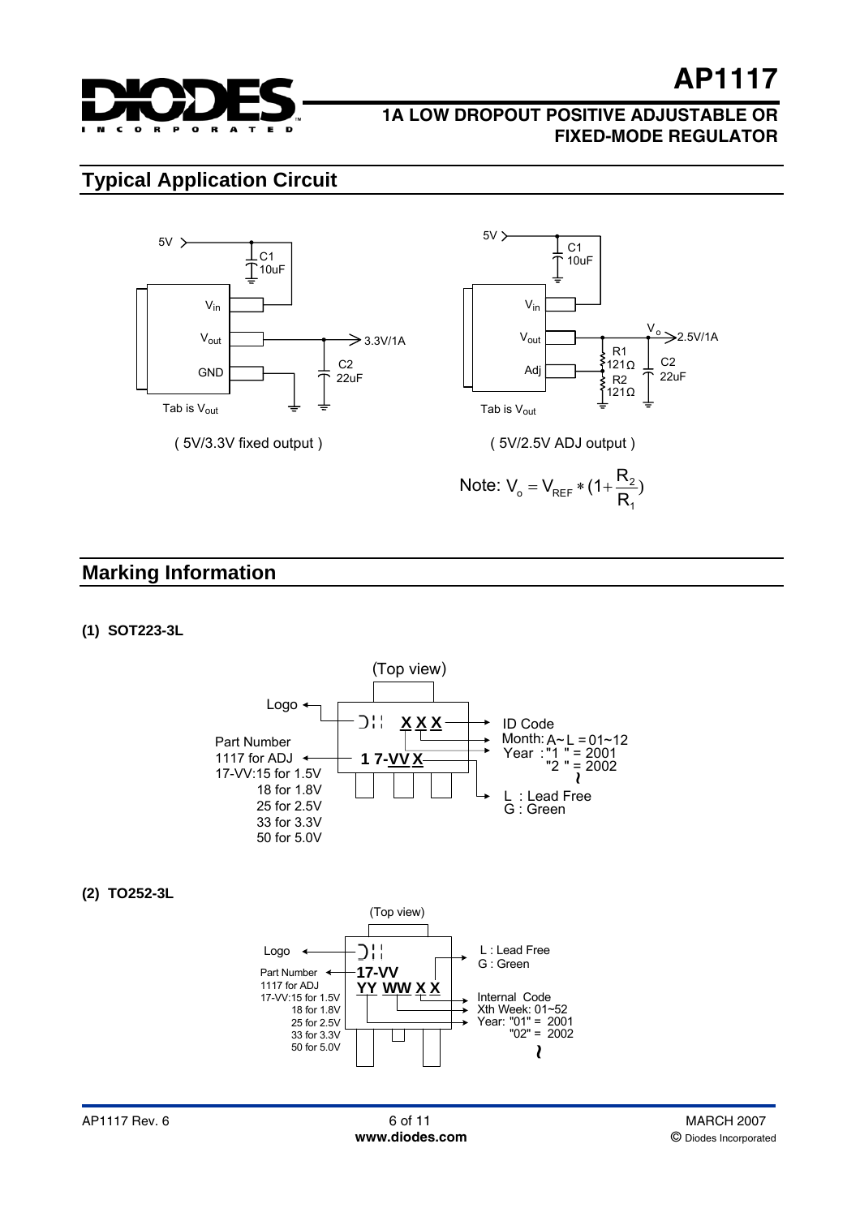## Typical Application Circuit

5V

C1 10uF

$V_{in}$

$V_{out}$ → 3.3V/1A

GND

C2 22uF

Tab is $V_{out}$

( 5V/3.3V fixed output )

5V

C1 10uF

$V_{in}$

$V_{out}$

$V_o$ → 2.5V/1A

R1 121Ω

Adj

R2 121Ω

C2 22uF

Tab is $V_{out}$

( 5V/2.5V ADJ output )

Note: $V_o = V_{REF} * (1 + \frac{R_2}{R_1})$

## Marking Information

**(1) SOT223-3L**

(Top view)

Logo

X X X

1 7-VV X

ID Code

Month: A~L = 01~12

Year : "1 " = 2001
"2 " = 2002
~

L : Lead Free
G : Green

Part Number
1117 for ADJ
17-VV:15 for 1.5V
18 for 1.8V
25 for 2.5V
33 for 3.3V
50 for 5.0V

**(2) TO252-3L**

(Top view)

Logo

17-VV

YY WW X X

L : Lead Free
G : Green

Internal Code
Xth Week: 01~52
Year: "01" = 2001
"02" = 2002
~

Part Number
1117 for ADJ
17-VV:15 for 1.5V
18 for 1.8V
25 for 2.5V
33 for 3.3V
50 for 5.0V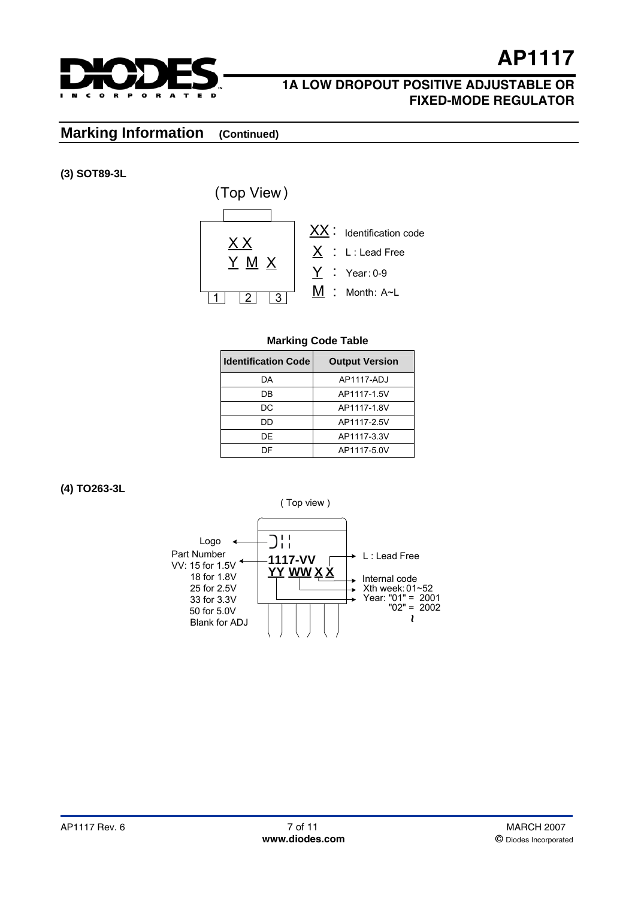## Marking Information (Continued)

**(3) SOT89-3L**

(Top View)

XX
Y M X

1 2 3

XX : Identification code
X : L : Lead Free
Y : Year: 0-9
M : Month: A~L

**Marking Code Table**

| Identification Code | Output Version |
|---|---|
| DA | AP1117-ADJ |
| DB | AP1117-1.5V |
| DC | AP1117-1.8V |
| DD | AP1117-2.5V |
| DE | AP1117-3.3V |
| DF | AP1117-5.0V |

**(4) TO263-3L**

( Top view )

**1117-VV**
**YY WW X X**

Logo
Part Number
VV: 15 for 1.5V
18 for 1.8V
25 for 2.5V
33 for 3.3V
50 for 5.0V
Blank for ADJ

L : Lead Free
Internal code
Xth week: 01~52
Year: "01" = 2001
"02" = 2002
~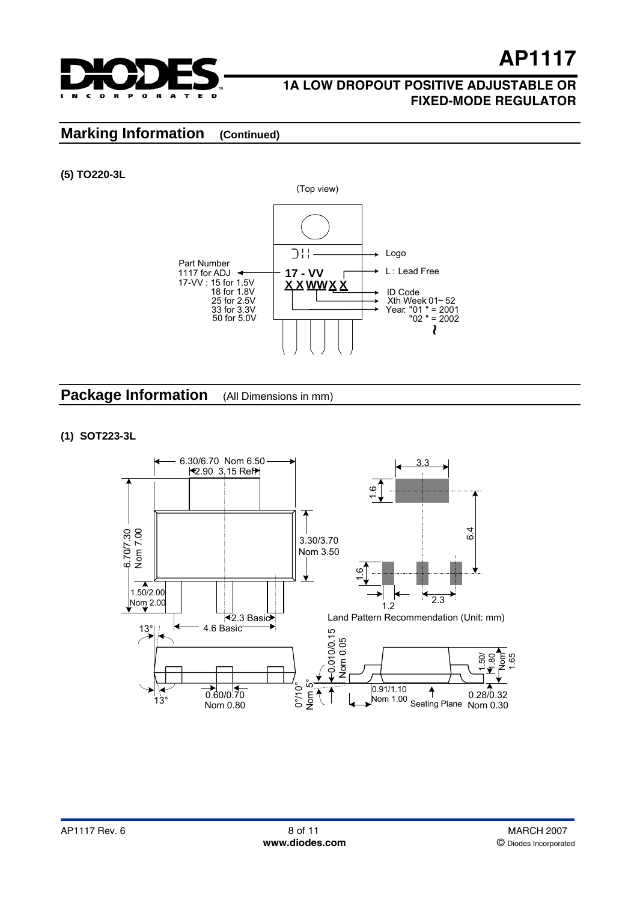## Marking Information (Continued)

**(5) TO220-3L**

(Top view)

Part Number
1117 for ADJ
17-VV : 15 for 1.5V
18 for 1.8V
25 for 2.5V
33 for 3.3V
50 for 5.0V

17 - VV
X X WW X X

Logo
L : Lead Free
ID Code
Xth Week 01~ 52
Year. "01 " = 2001
"02 " = 2002

## Package Information (All Dimensions in mm)

**(1) SOT223-3L**

6.30/6.70 Nom 6.50
2.90 3.15 Ref
6.70/7.30 Nom 7.00
3.30/3.70 Nom 3.50
1.50/2.00 Nom 2.00
2.3 Basic
4.6 Basic
13°
13°
0.60/0.70 Nom 0.80
0°/10° Nom 5°
0.010/0.15 Nom 0.05
0.91/1.10 Nom 1.00
Seating Plane
0.28/0.32 Nom 0.30
1.50/1.80 Nom 1.65

3.3
1.6
6.4
1.6
1.2
2.3

Land Pattern Recommendation (Unit: mm)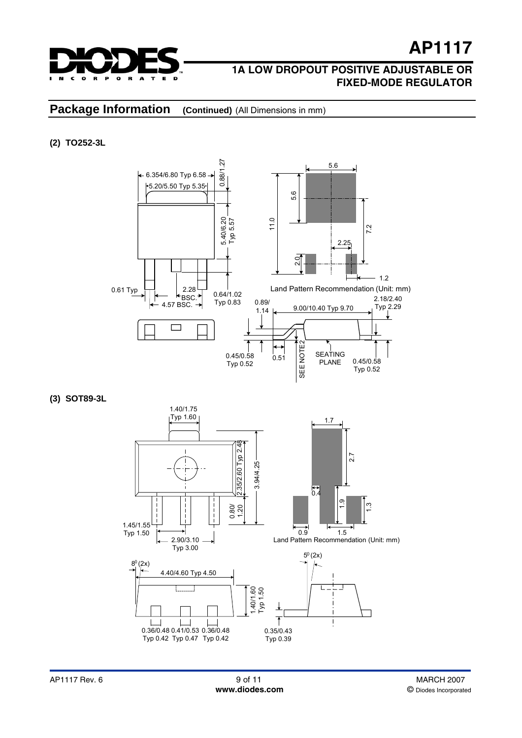## Package Information (Continued) (All Dimensions in mm)

**(2) TO252-3L**

6.354/6.80 Typ 6.58

5.20/5.50 Typ 5.35

0.88/1.27

5.40/6.20 Typ 5.57

0.61 Typ

2.28 BSC.

4.57 BSC.

0.64/1.02 Typ 0.83

5.6

5.6

11.0

7.2

2.25

2.0

1.2

Land Pattern Recommendation (Unit: mm)

0.89/ 1.14

9.00/10.40 Typ 9.70

2.18/2.40 Typ 2.29

0.45/0.58 Typ 0.52

0.51

SEE NOTE2

SEATING PLANE

0.45/0.58 Typ 0.52

**(3) SOT89-3L**

1.40/1.75 Typ 1.60

2.35/2.60 Typ 2.48

3.94/4.25

0.80/ 1.20

1.45/1.55 Typ 1.50

2.90/3.10 Typ 3.00

1.7

2.7

0.4

1.9

1.3

0.9

1.5

Land Pattern Recommendation (Unit: mm)

$8^0$ (2x)

4.40/4.60 Typ 4.50

1.40/1.60 Typ 1.50

0.36/0.48 Typ 0.42

0.41/0.53 Typ 0.47

0.36/0.48 Typ 0.42

$5^0$ (2x)

0.35/0.43 Typ 0.39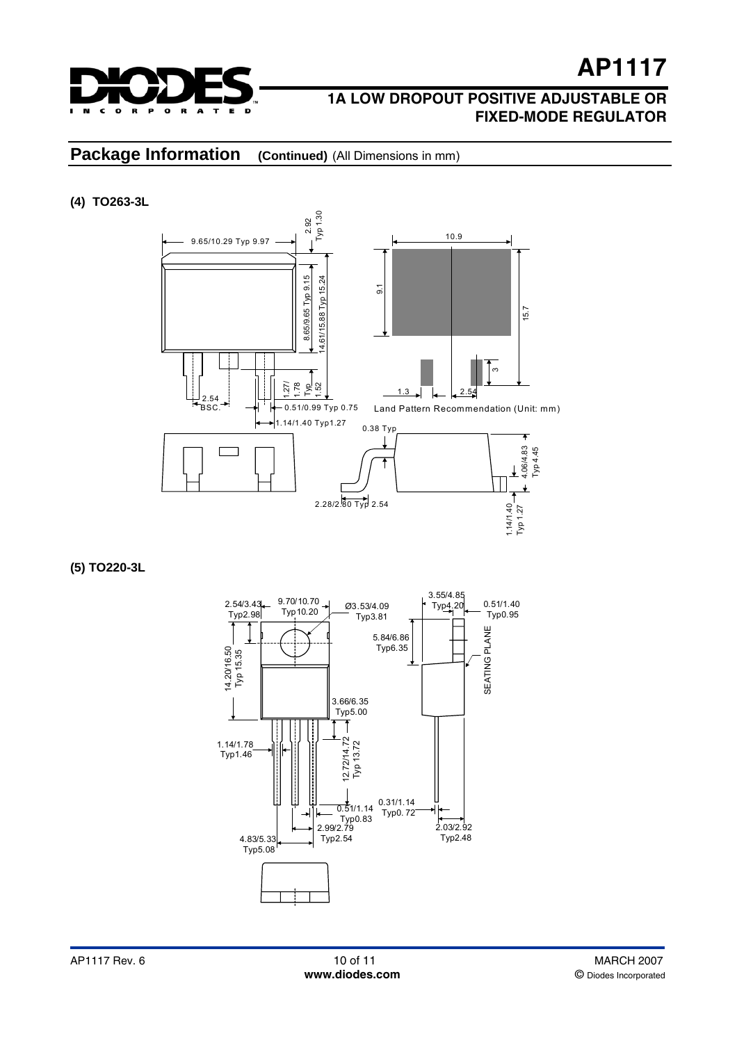# Package Information

**(Continued)** (All Dimensions in mm)

**(4) TO263-3L**

9.65/10.29 Typ 9.97

2.92 Typ 1.30

8.65/9.65 Typ 9.15

14.61/15.88 Typ 15.24

1.27/1.78 Typ 1.52

2.54 BSC.

0.51/0.99 Typ 0.75

1.14/1.40 Typ1.27

0.38 Typ

4.06/4.83 Typ 4.45

2.28/2.80 Typ 2.54

1.14/1.40 Typ 1.27

10.9

9.1

15.7

3

1.3

2.54

Land Pattern Recommendation (Unit: mm)

**(5) TO220-3L**

2.54/3.43 Typ2.98

9.70/10.70 Typ10.20

Ø3.53/4.09 Typ3.81

3.55/4.85 Typ4.20

0.51/1.40 Typ0.95

5.84/6.86 Typ6.35

SEATING PLANE

14.20/16.50 Typ 15.35

3.66/6.35 Typ5.00

1.14/1.78 Typ1.46

12.72/14.72 Typ 13.72

0.51/1.14 Typ0.83

0.31/1.14 Typ0. 72

2.99/2.79 Typ2.54

2.03/2.92 Typ2.48

4.83/5.33 Typ5.08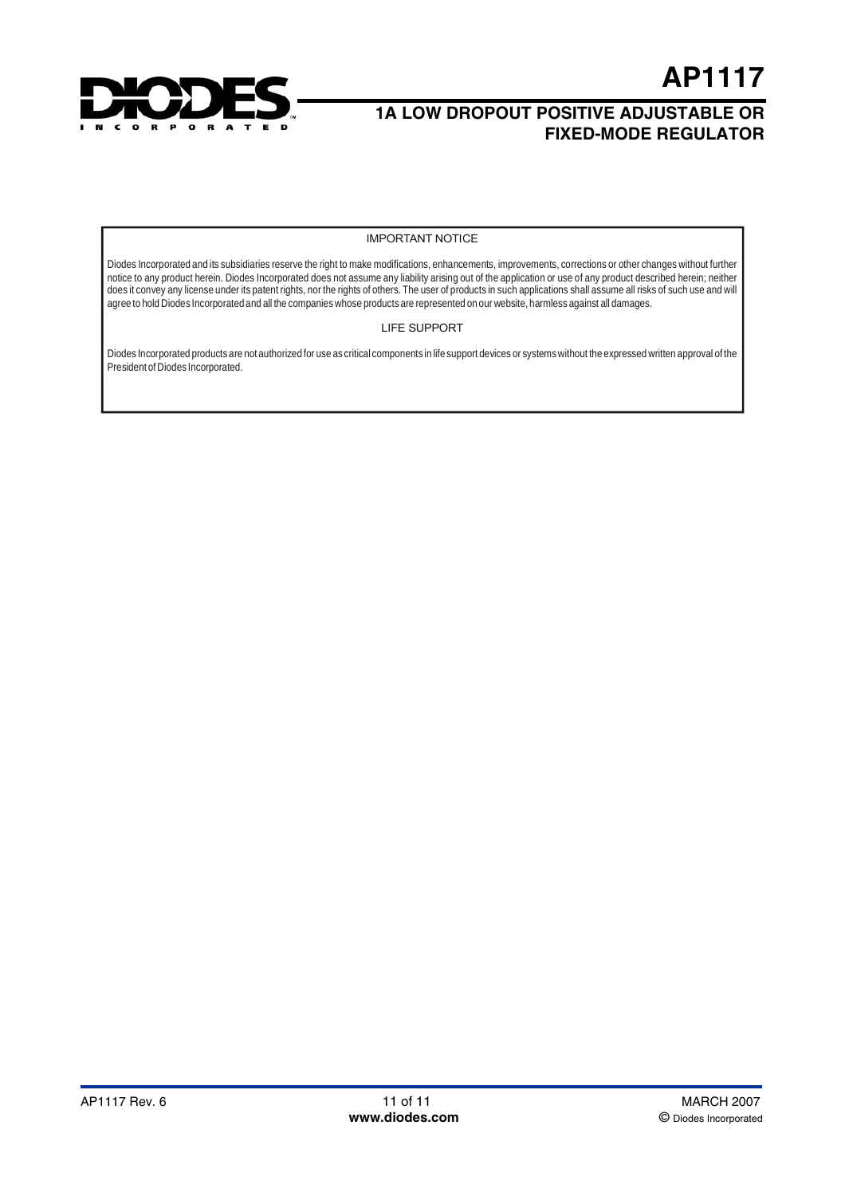## IMPORTANT NOTICE

Diodes Incorporated and its subsidiaries reserve the right to make modifications, enhancements, improvements, corrections or other changes without further notice to any product herein. Diodes Incorporated does not assume any liability arising out of the application or use of any product described herein; neither does it convey any license under its patent rights, nor the rights of others. The user of products in such applications shall assume all risks of such use and will agree to hold Diodes Incorporated and all the companies whose products are represented on our website, harmless against all damages.

## LIFE SUPPORT

Diodes Incorporated products are not authorized for use as critical components in life support devices or systems without the expressed written approval of the President of Diodes Incorporated.